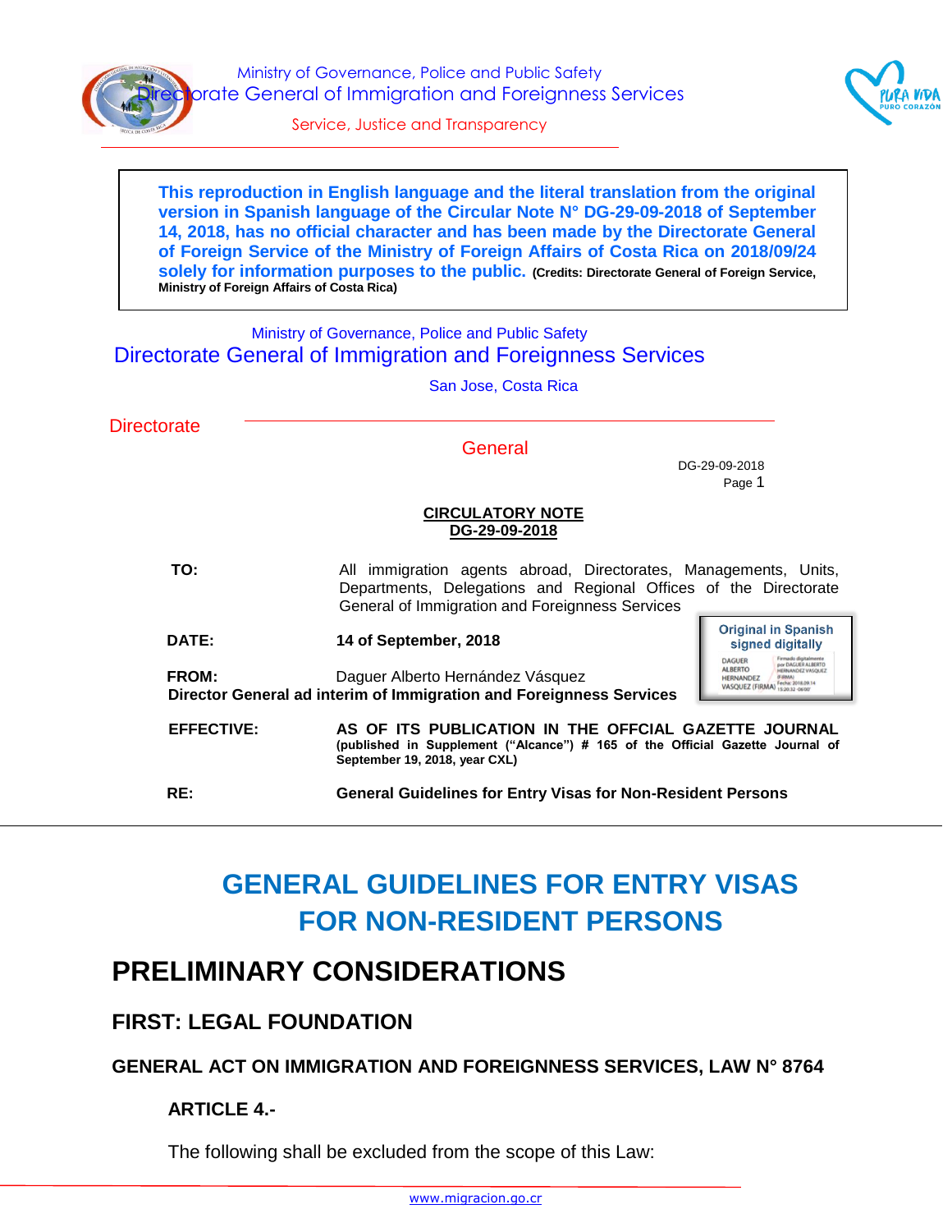Ministry of Governance, Police and Public Safety
Directorate General of Immigration and Foreignness Services
Service, Justice and Transparency

**This reproduction in English language and the literal translation from the original version in Spanish language of the Circular Note N° DG-29-09-2018 of September 14, 2018, has no official character and has been made by the Directorate General of Foreign Service of the Ministry of Foreign Affairs of Costa Rica on 2018/09/24 solely for information purposes to the public.** **(Credits: Directorate General of Foreign Service, Ministry of Foreign Affairs of Costa Rica)**

Ministry of Governance, Police and Public Safety
Directorate General of Immigration and Foreignness Services
San Jose, Costa Rica

Directorate General

DG-29-09-2018
Page 1

**CIRCULATORY NOTE**
**DG-29-09-2018**

| | |
|---|---|
| **TO:** | All immigration agents abroad, Directorates, Managements, Units, Departments, Delegations and Regional Offices of the Directorate General of Immigration and Foreignness Services |
| **DATE:** | **14 of September, 2018** |
| **FROM:** | Daguer Alberto Hernández Vásquez **Director General ad interim of Immigration and Foreignness Services** |
| **EFFECTIVE:** | **AS OF ITS PUBLICATION IN THE OFFCIAL GAZETTE JOURNAL (published in Supplement ("Alcance") # 165 of the Official Gazette Journal of September 19, 2018, year CXL)** |
| **RE:** | **General Guidelines for Entry Visas for Non-Resident Persons** |

Original in Spanish signed digitally

# GENERAL GUIDELINES FOR ENTRY VISAS FOR NON-RESIDENT PERSONS

## PRELIMINARY CONSIDERATIONS

### FIRST: LEGAL FOUNDATION

### GENERAL ACT ON IMMIGRATION AND FOREIGNNESS SERVICES, LAW N° 8764

**ARTICLE 4.-**

The following shall be excluded from the scope of this Law: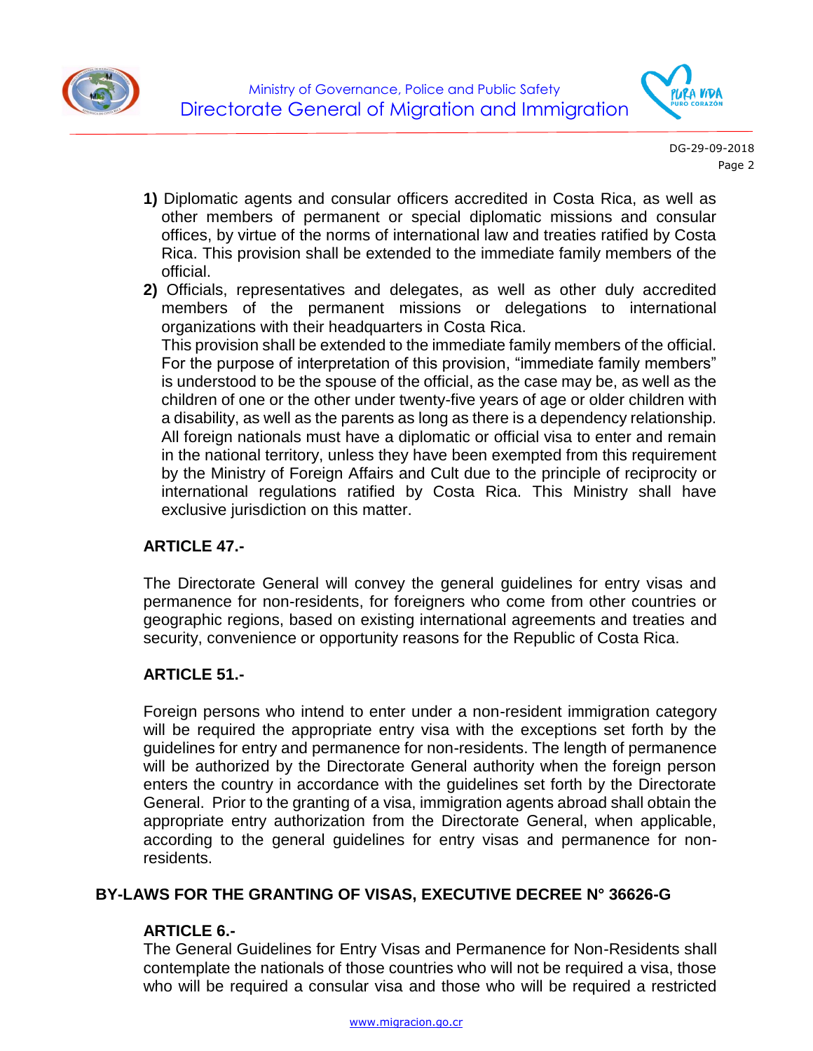**1)** Diplomatic agents and consular officers accredited in Costa Rica, as well as other members of permanent or special diplomatic missions and consular offices, by virtue of the norms of international law and treaties ratified by Costa Rica. This provision shall be extended to the immediate family members of the official.

**2)** Officials, representatives and delegates, as well as other duly accredited members of the permanent missions or delegations to international organizations with their headquarters in Costa Rica.

This provision shall be extended to the immediate family members of the official. For the purpose of interpretation of this provision, "immediate family members" is understood to be the spouse of the official, as the case may be, as well as the children of one or the other under twenty-five years of age or older children with a disability, as well as the parents as long as there is a dependency relationship. All foreign nationals must have a diplomatic or official visa to enter and remain in the national territory, unless they have been exempted from this requirement by the Ministry of Foreign Affairs and Cult due to the principle of reciprocity or international regulations ratified by Costa Rica. This Ministry shall have exclusive jurisdiction on this matter.

### ARTICLE 47.-

The Directorate General will convey the general guidelines for entry visas and permanence for non-residents, for foreigners who come from other countries or geographic regions, based on existing international agreements and treaties and security, convenience or opportunity reasons for the Republic of Costa Rica.

### ARTICLE 51.-

Foreign persons who intend to enter under a non-resident immigration category will be required the appropriate entry visa with the exceptions set forth by the guidelines for entry and permanence for non-residents. The length of permanence will be authorized by the Directorate General authority when the foreign person enters the country in accordance with the guidelines set forth by the Directorate General. Prior to the granting of a visa, immigration agents abroad shall obtain the appropriate entry authorization from the Directorate General, when applicable, according to the general guidelines for entry visas and permanence for non-residents.

## BY-LAWS FOR THE GRANTING OF VISAS, EXECUTIVE DECREE N° 36626-G

### ARTICLE 6.-

The General Guidelines for Entry Visas and Permanence for Non-Residents shall contemplate the nationals of those countries who will not be required a visa, those who will be required a consular visa and those who will be required a restricted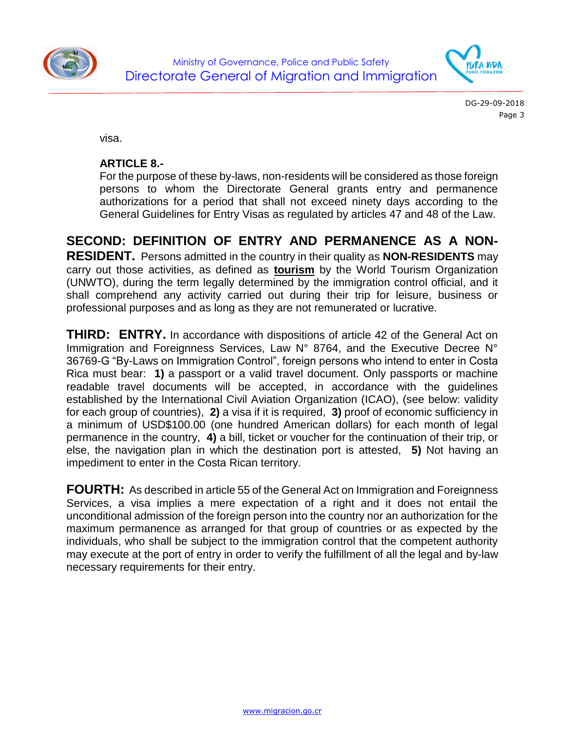visa.

**ARTICLE 8.-**

For the purpose of these by-laws, non-residents will be considered as those foreign persons to whom the Directorate General grants entry and permanence authorizations for a period that shall not exceed ninety days according to the General Guidelines for Entry Visas as regulated by articles 47 and 48 of the Law.

**SECOND: DEFINITION OF ENTRY AND PERMANENCE AS A NON-RESIDENT.** Persons admitted in the country in their quality as **NON-RESIDENTS** may carry out those activities, as defined as **tourism** by the World Tourism Organization (UNWTO), during the term legally determined by the immigration control official, and it shall comprehend any activity carried out during their trip for leisure, business or professional purposes and as long as they are not remunerated or lucrative.

**THIRD: ENTRY.** In accordance with dispositions of article 42 of the General Act on Immigration and Foreignness Services, Law N° 8764, and the Executive Decree N° 36769-G "By-Laws on Immigration Control", foreign persons who intend to enter in Costa Rica must bear: **1)** a passport or a valid travel document. Only passports or machine readable travel documents will be accepted, in accordance with the guidelines established by the International Civil Aviation Organization (ICAO), (see below: validity for each group of countries), **2)** a visa if it is required, **3)** proof of economic sufficiency in a minimum of USD$100.00 (one hundred American dollars) for each month of legal permanence in the country, **4)** a bill, ticket or voucher for the continuation of their trip, or else, the navigation plan in which the destination port is attested, **5)** Not having an impediment to enter in the Costa Rican territory.

**FOURTH:** As described in article 55 of the General Act on Immigration and Foreignness Services, a visa implies a mere expectation of a right and it does not entail the unconditional admission of the foreign person into the country nor an authorization for the maximum permanence as arranged for that group of countries or as expected by the individuals, who shall be subject to the immigration control that the competent authority may execute at the port of entry in order to verify the fulfillment of all the legal and by-law necessary requirements for their entry.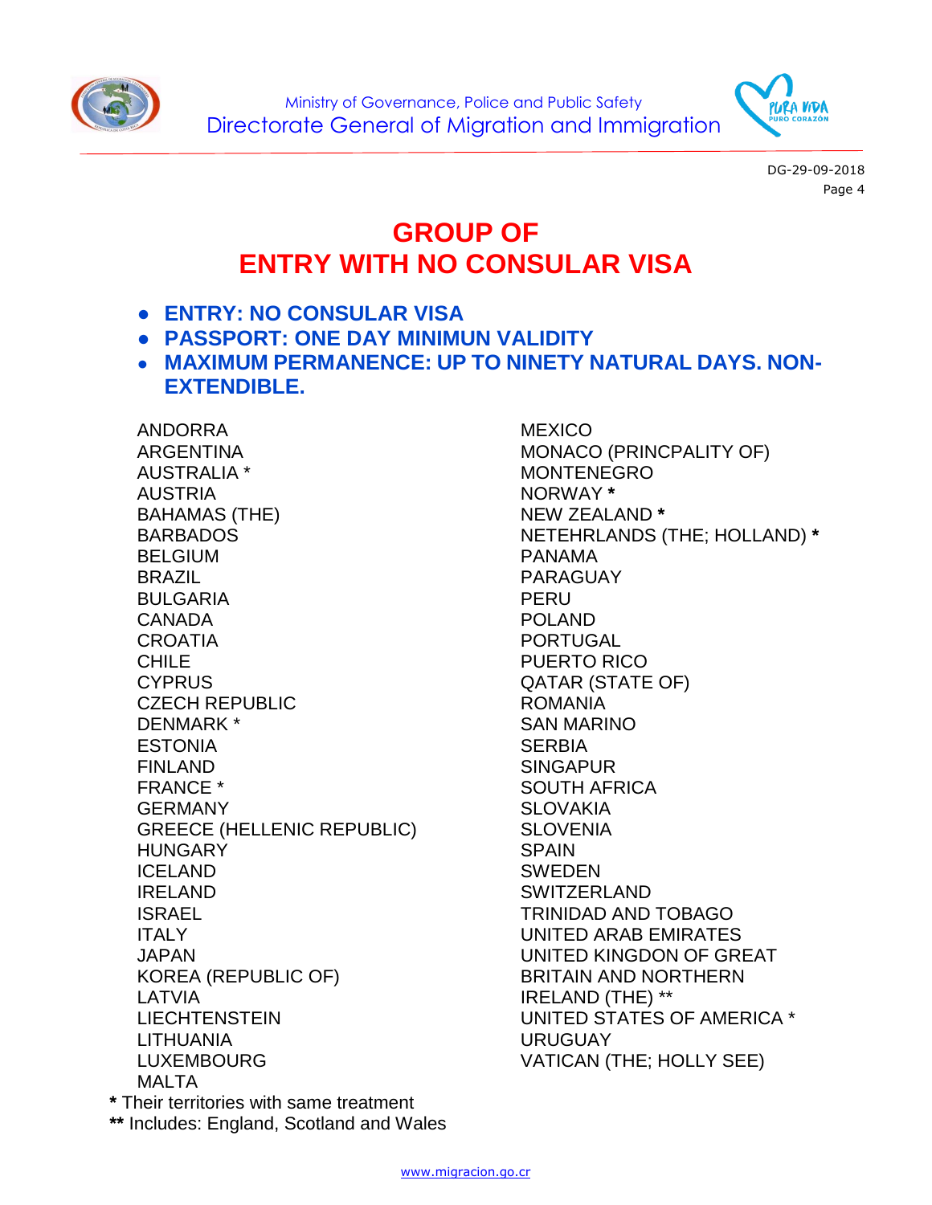## GROUP OF ENTRY WITH NO CONSULAR VISA

- **ENTRY: NO CONSULAR VISA**
- **PASSPORT: ONE DAY MINIMUN VALIDITY**
- **MAXIMUM PERMANENCE: UP TO NINETY NATURAL DAYS. NON-EXTENDIBLE.**

ANDORRA
ARGENTINA
AUSTRALIA *
AUSTRIA
BAHAMAS (THE)
BARBADOS
BELGIUM
BRAZIL
BULGARIA
CANADA
CROATIA
CHILE
CYPRUS
CZECH REPUBLIC
DENMARK *
ESTONIA
FINLAND
FRANCE *
GERMANY
GREECE (HELLENIC REPUBLIC)
HUNGARY
ICELAND
IRELAND
ISRAEL
ITALY
JAPAN
KOREA (REPUBLIC OF)
LATVIA
LIECHTENSTEIN
LITHUANIA
LUXEMBOURG
MALTA
MEXICO
MONACO (PRINCPALITY OF)
MONTENEGRO
NORWAY **\***
NEW ZEALAND **\***
NETEHRLANDS (THE; HOLLAND) **\***
PANAMA
PARAGUAY
PERU
POLAND
PORTUGAL
PUERTO RICO
QATAR (STATE OF)
ROMANIA
SAN MARINO
SERBIA
SINGAPUR
SOUTH AFRICA
SLOVAKIA
SLOVENIA
SPAIN
SWEDEN
SWITZERLAND
TRINIDAD AND TOBAGO
UNITED ARAB EMIRATES
UNITED KINGDON OF GREAT BRITAIN AND NORTHERN IRELAND (THE) **
UNITED STATES OF AMERICA *
URUGUAY
VATICAN (THE; HOLLY SEE)

**\*** Their territories with same treatment

**\*\*** Includes: England, Scotland and Wales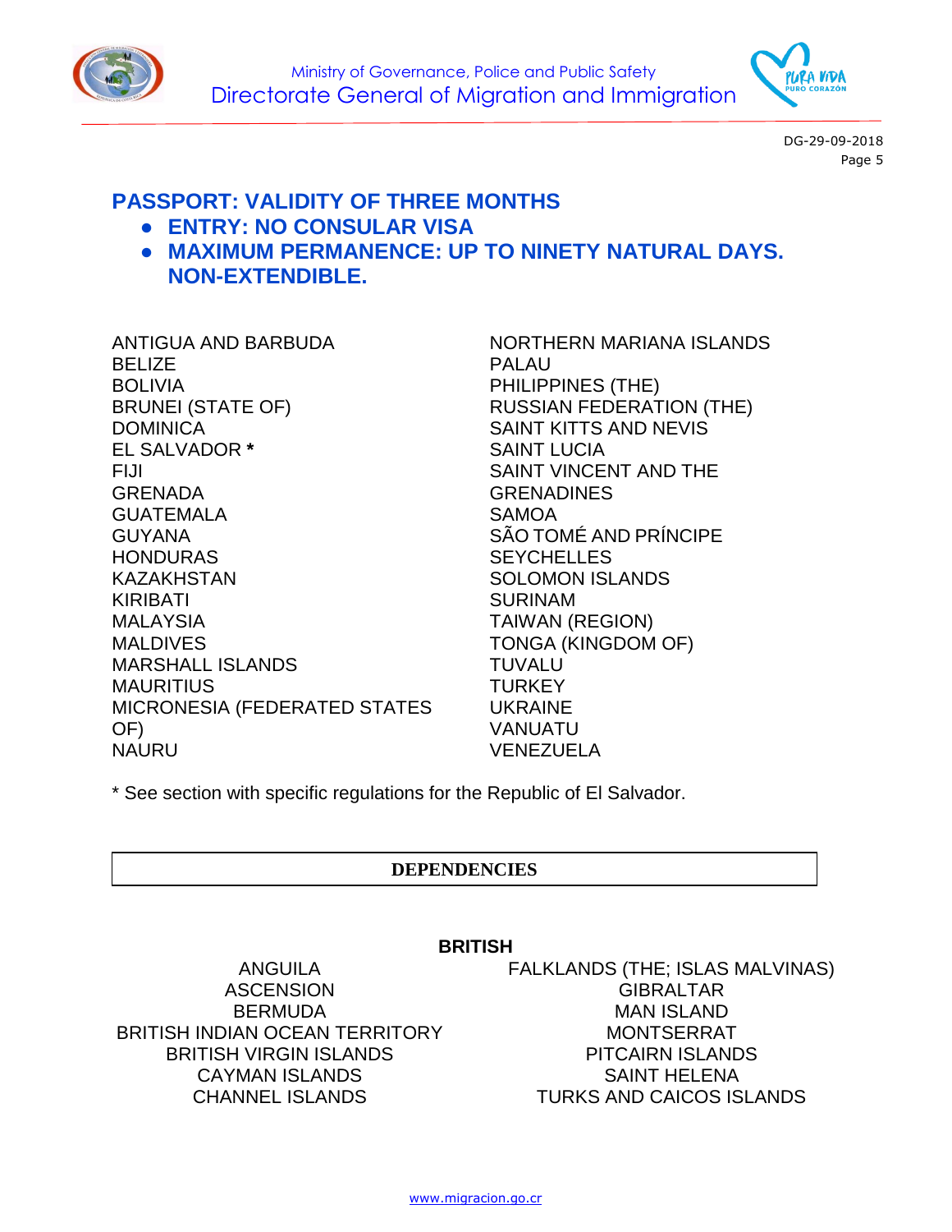## PASSPORT: VALIDITY OF THREE MONTHS

- **ENTRY: NO CONSULAR VISA**
- **MAXIMUM PERMANENCE: UP TO NINETY NATURAL DAYS. NON-EXTENDIBLE.**

ANTIGUA AND BARBUDA
BELIZE
BOLIVIA
BRUNEI (STATE OF)
DOMINICA
EL SALVADOR **\***
FIJI
GRENADA
GUATEMALA
GUYANA
HONDURAS
KAZAKHSTAN
KIRIBATI
MALAYSIA
MALDIVES
MARSHALL ISLANDS
MAURITIUS
MICRONESIA (FEDERATED STATES OF)
NAURU
NORTHERN MARIANA ISLANDS
PALAU
PHILIPPINES (THE)
RUSSIAN FEDERATION (THE)
SAINT KITTS AND NEVIS
SAINT LUCIA
SAINT VINCENT AND THE GRENADINES
SAMOA
SÃO TOMÉ AND PRÍNCIPE
SEYCHELLES
SOLOMON ISLANDS
SURINAM
TAIWAN (REGION)
TONGA (KINGDOM OF)
TUVALU
TURKEY
UKRAINE
VANUATU
VENEZUELA

\* See section with specific regulations for the Republic of El Salvador.

## DEPENDENCIES

### BRITISH

ANGUILA
ASCENSION
BERMUDA
BRITISH INDIAN OCEAN TERRITORY
BRITISH VIRGIN ISLANDS
CAYMAN ISLANDS
CHANNEL ISLANDS
FALKLANDS (THE; ISLAS MALVINAS)
GIBRALTAR
MAN ISLAND
MONTSERRAT
PITCAIRN ISLANDS
SAINT HELENA
TURKS AND CAICOS ISLANDS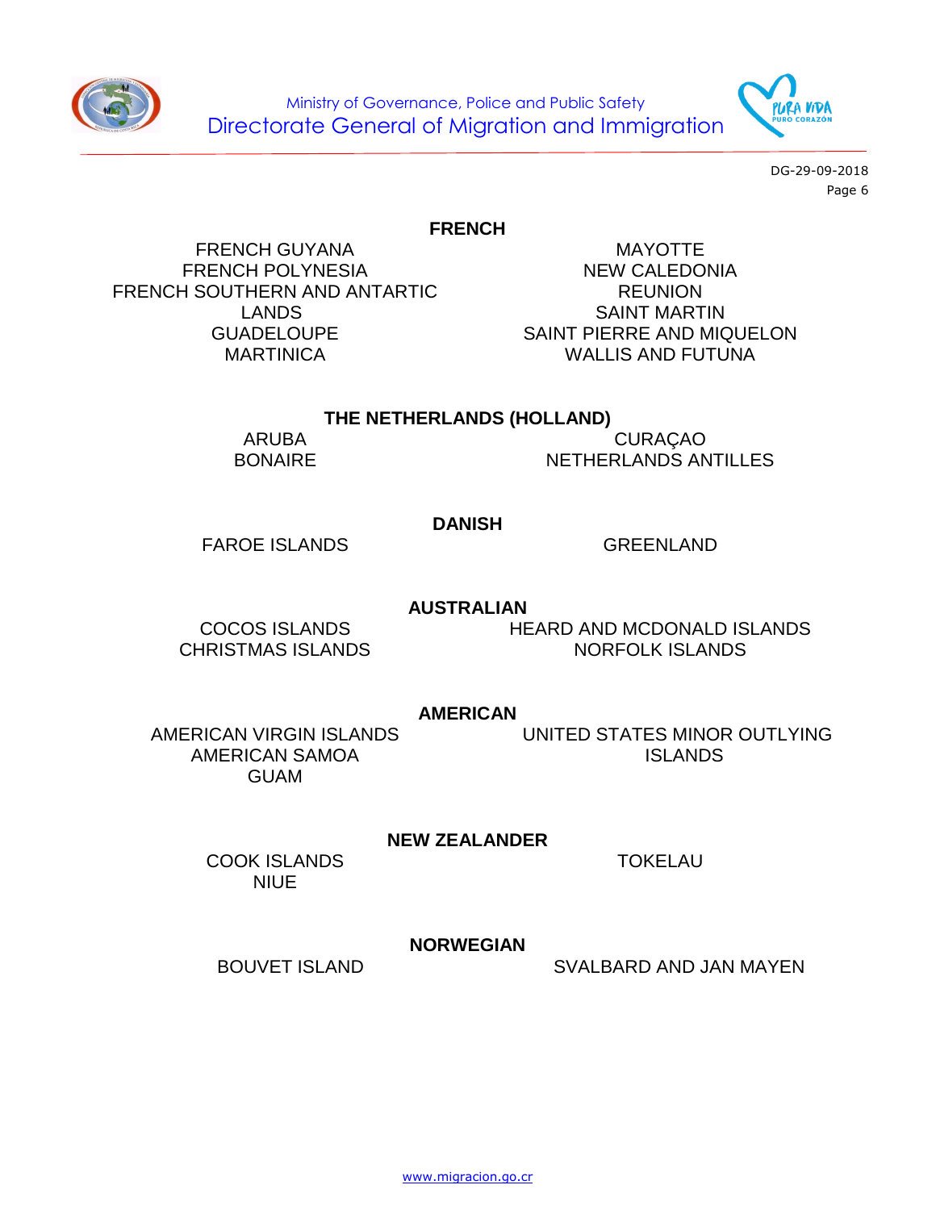**FRENCH**

FRENCH GUYANA
FRENCH POLYNESIA
FRENCH SOUTHERN AND ANTARTIC LANDS
GUADELOUPE
MARTINICA
MAYOTTE
NEW CALEDONIA
REUNION
SAINT MARTIN
SAINT PIERRE AND MIQUELON
WALLIS AND FUTUNA

**THE NETHERLANDS (HOLLAND)**

ARUBA
BONAIRE
CURAÇAO
NETHERLANDS ANTILLES

**DANISH**

FAROE ISLANDS
GREENLAND

**AUSTRALIAN**

COCOS ISLANDS
CHRISTMAS ISLANDS
HEARD AND MCDONALD ISLANDS
NORFOLK ISLANDS

**AMERICAN**

AMERICAN VIRGIN ISLANDS
AMERICAN SAMOA
GUAM
UNITED STATES MINOR OUTLYING ISLANDS

**NEW ZEALANDER**

COOK ISLANDS
NIUE
TOKELAU

**NORWEGIAN**

BOUVET ISLAND
SVALBARD AND JAN MAYEN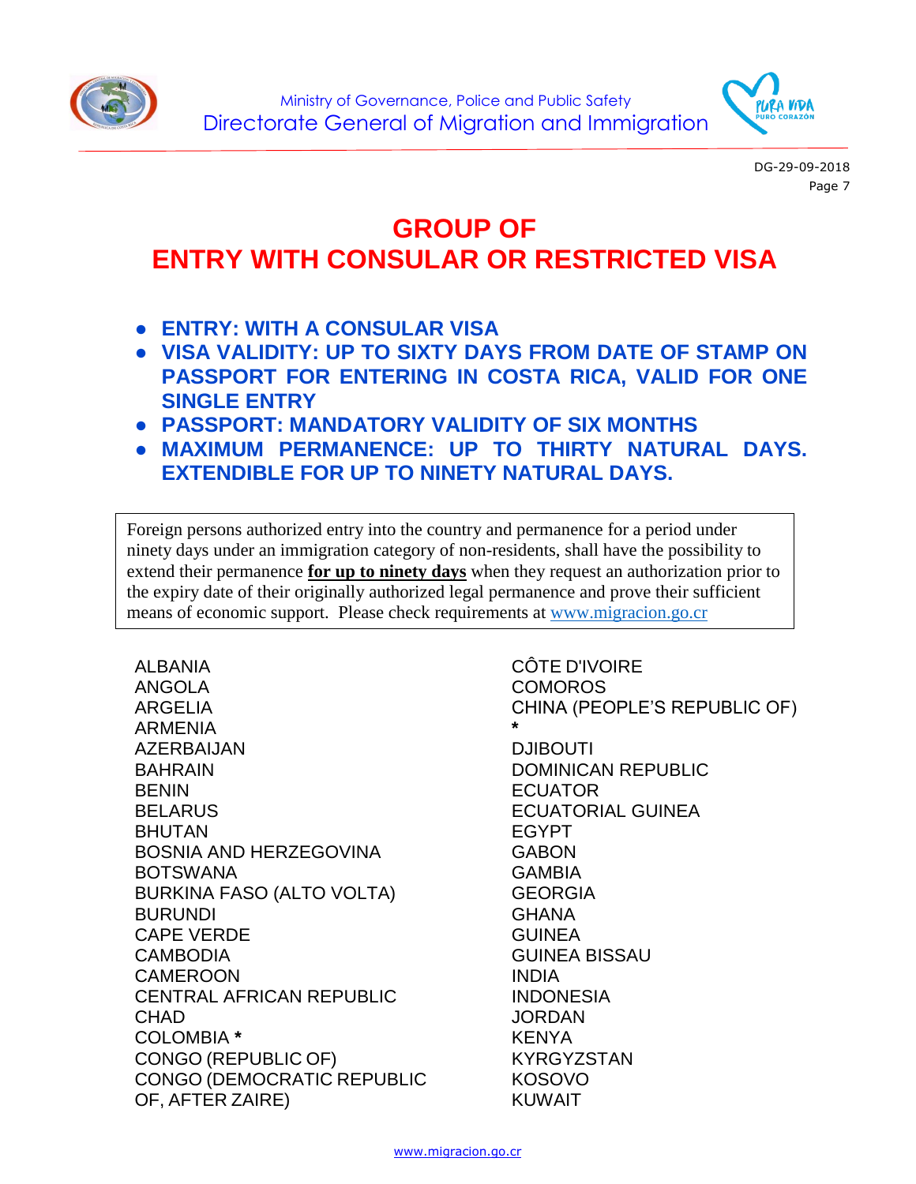# GROUP OF ENTRY WITH CONSULAR OR RESTRICTED VISA

- **ENTRY: WITH A CONSULAR VISA**
- **VISA VALIDITY: UP TO SIXTY DAYS FROM DATE OF STAMP ON PASSPORT FOR ENTERING IN COSTA RICA, VALID FOR ONE SINGLE ENTRY**
- **PASSPORT: MANDATORY VALIDITY OF SIX MONTHS**
- **MAXIMUM PERMANENCE: UP TO THIRTY NATURAL DAYS. EXTENDIBLE FOR UP TO NINETY NATURAL DAYS.**

> Foreign persons authorized entry into the country and permanence for a period under ninety days under an immigration category of non-residents, shall have the possibility to extend their permanence **for up to ninety days** when they request an authorization prior to the expiry date of their originally authorized legal permanence and prove their sufficient means of economic support. Please check requirements at www.migracion.go.cr

ALBANIA
ANGOLA
ARGELIA
ARMENIA
AZERBAIJAN
BAHRAIN
BENIN
BELARUS
BHUTAN
BOSNIA AND HERZEGOVINA
BOTSWANA
BURKINA FASO (ALTO VOLTA)
BURUNDI
CAPE VERDE
CAMBODIA
CAMEROON
CENTRAL AFRICAN REPUBLIC
CHAD
COLOMBIA *
CONGO (REPUBLIC OF)
CONGO (DEMOCRATIC REPUBLIC OF, AFTER ZAIRE)
CÔTE D'IVOIRE
COMOROS
CHINA (PEOPLE'S REPUBLIC OF) *
DJIBOUTI
DOMINICAN REPUBLIC
ECUATOR
ECUATORIAL GUINEA
EGYPT
GABON
GAMBIA
GEORGIA
GHANA
GUINEA
GUINEA BISSAU
INDIA
INDONESIA
JORDAN
KENYA
KYRGYZSTAN
KOSOVO
KUWAIT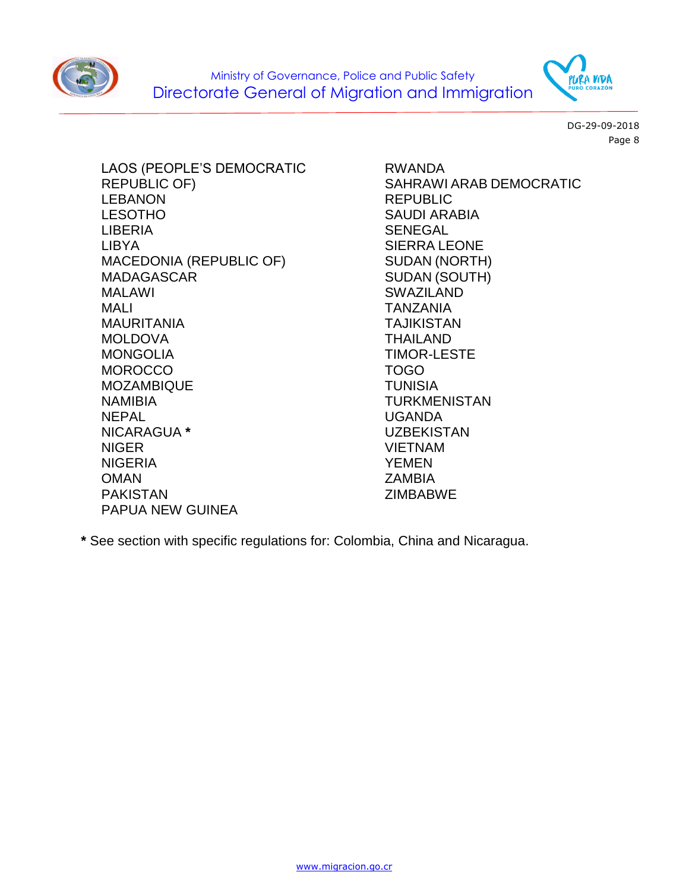LAOS (PEOPLE'S DEMOCRATIC REPUBLIC OF)
LEBANON
LESOTHO
LIBERIA
LIBYA
MACEDONIA (REPUBLIC OF)
MADAGASCAR
MALAWI
MALI
MAURITANIA
MOLDOVA
MONGOLIA
MOROCCO
MOZAMBIQUE
NAMIBIA
NEPAL
NICARAGUA **\***
NIGER
NIGERIA
OMAN
PAKISTAN
PAPUA NEW GUINEA
RWANDA
SAHRAWI ARAB DEMOCRATIC REPUBLIC
SAUDI ARABIA
SENEGAL
SIERRA LEONE
SUDAN (NORTH)
SUDAN (SOUTH)
SWAZILAND
TANZANIA
TAJIKISTAN
THAILAND
TIMOR-LESTE
TOGO
TUNISIA
TURKMENISTAN
UGANDA
UZBEKISTAN
VIETNAM
YEMEN
ZAMBIA
ZIMBABWE

**\*** See section with specific regulations for: Colombia, China and Nicaragua.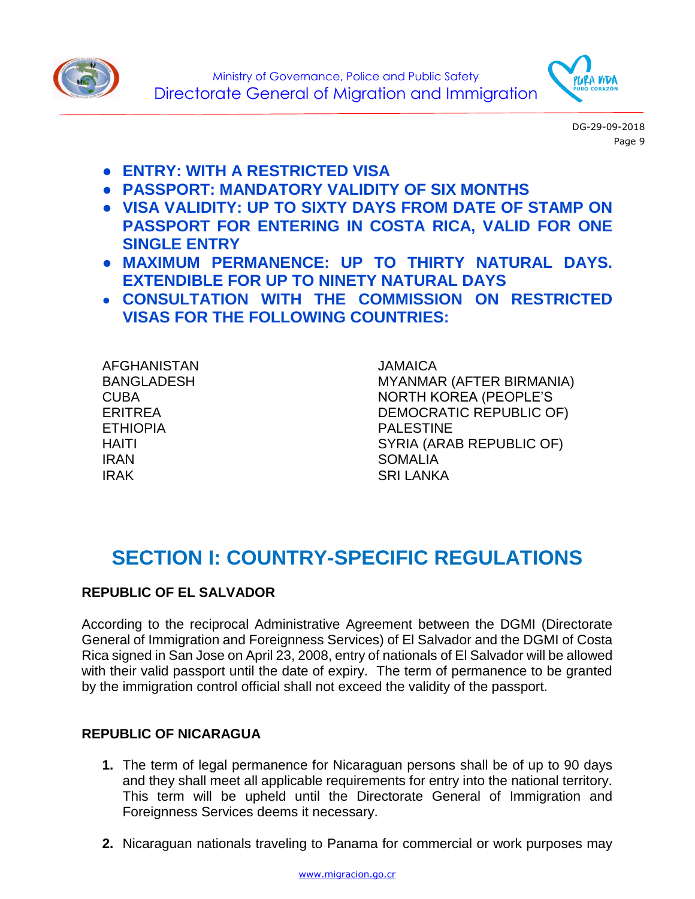- **ENTRY: WITH A RESTRICTED VISA**
- **PASSPORT: MANDATORY VALIDITY OF SIX MONTHS**
- **VISA VALIDITY: UP TO SIXTY DAYS FROM DATE OF STAMP ON PASSPORT FOR ENTERING IN COSTA RICA, VALID FOR ONE SINGLE ENTRY**
- **MAXIMUM PERMANENCE: UP TO THIRTY NATURAL DAYS. EXTENDIBLE FOR UP TO NINETY NATURAL DAYS**
- **CONSULTATION WITH THE COMMISSION ON RESTRICTED VISAS FOR THE FOLLOWING COUNTRIES:**

AFGHANISTAN
BANGLADESH
CUBA
ERITREA
ETHIOPIA
HAITI
IRAN
IRAK
JAMAICA
MYANMAR (AFTER BIRMANIA)
NORTH KOREA (PEOPLE'S DEMOCRATIC REPUBLIC OF)
PALESTINE
SYRIA (ARAB REPUBLIC OF)
SOMALIA
SRI LANKA

# SECTION I: COUNTRY-SPECIFIC REGULATIONS

**REPUBLIC OF EL SALVADOR**

According to the reciprocal Administrative Agreement between the DGMI (Directorate General of Immigration and Foreignness Services) of El Salvador and the DGMI of Costa Rica signed in San Jose on April 23, 2008, entry of nationals of El Salvador will be allowed with their valid passport until the date of expiry. The term of permanence to be granted by the immigration control official shall not exceed the validity of the passport.

**REPUBLIC OF NICARAGUA**

1. The term of legal permanence for Nicaraguan persons shall be of up to 90 days and they shall meet all applicable requirements for entry into the national territory. This term will be upheld until the Directorate General of Immigration and Foreignness Services deems it necessary.

2. Nicaraguan nationals traveling to Panama for commercial or work purposes may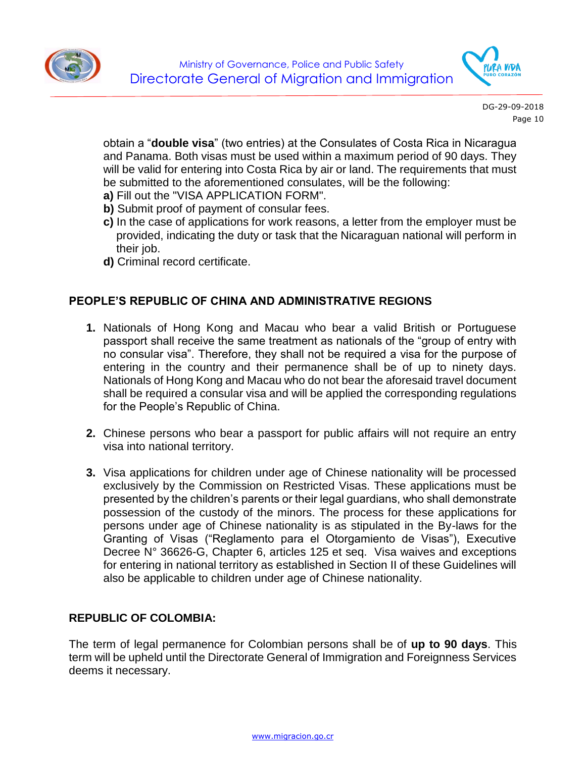obtain a "**double visa**" (two entries) at the Consulates of Costa Rica in Nicaragua and Panama. Both visas must be used within a maximum period of 90 days. They will be valid for entering into Costa Rica by air or land. The requirements that must be submitted to the aforementioned consulates, will be the following:

**a)** Fill out the "VISA APPLICATION FORM".

**b)** Submit proof of payment of consular fees.

**c)** In the case of applications for work reasons, a letter from the employer must be provided, indicating the duty or task that the Nicaraguan national will perform in their job.

**d)** Criminal record certificate.

**PEOPLE'S REPUBLIC OF CHINA AND ADMINISTRATIVE REGIONS**

1. Nationals of Hong Kong and Macau who bear a valid British or Portuguese passport shall receive the same treatment as nationals of the "group of entry with no consular visa". Therefore, they shall not be required a visa for the purpose of entering in the country and their permanence shall be of up to ninety days. Nationals of Hong Kong and Macau who do not bear the aforesaid travel document shall be required a consular visa and will be applied the corresponding regulations for the People's Republic of China.

2. Chinese persons who bear a passport for public affairs will not require an entry visa into national territory.

3. Visa applications for children under age of Chinese nationality will be processed exclusively by the Commission on Restricted Visas. These applications must be presented by the children's parents or their legal guardians, who shall demonstrate possession of the custody of the minors. The process for these applications for persons under age of Chinese nationality is as stipulated in the By-laws for the Granting of Visas ("Reglamento para el Otorgamiento de Visas"), Executive Decree N° 36626-G, Chapter 6, articles 125 et seq. Visa waives and exceptions for entering in national territory as established in Section II of these Guidelines will also be applicable to children under age of Chinese nationality.

**REPUBLIC OF COLOMBIA:**

The term of legal permanence for Colombian persons shall be of **up to 90 days**. This term will be upheld until the Directorate General of Immigration and Foreignness Services deems it necessary.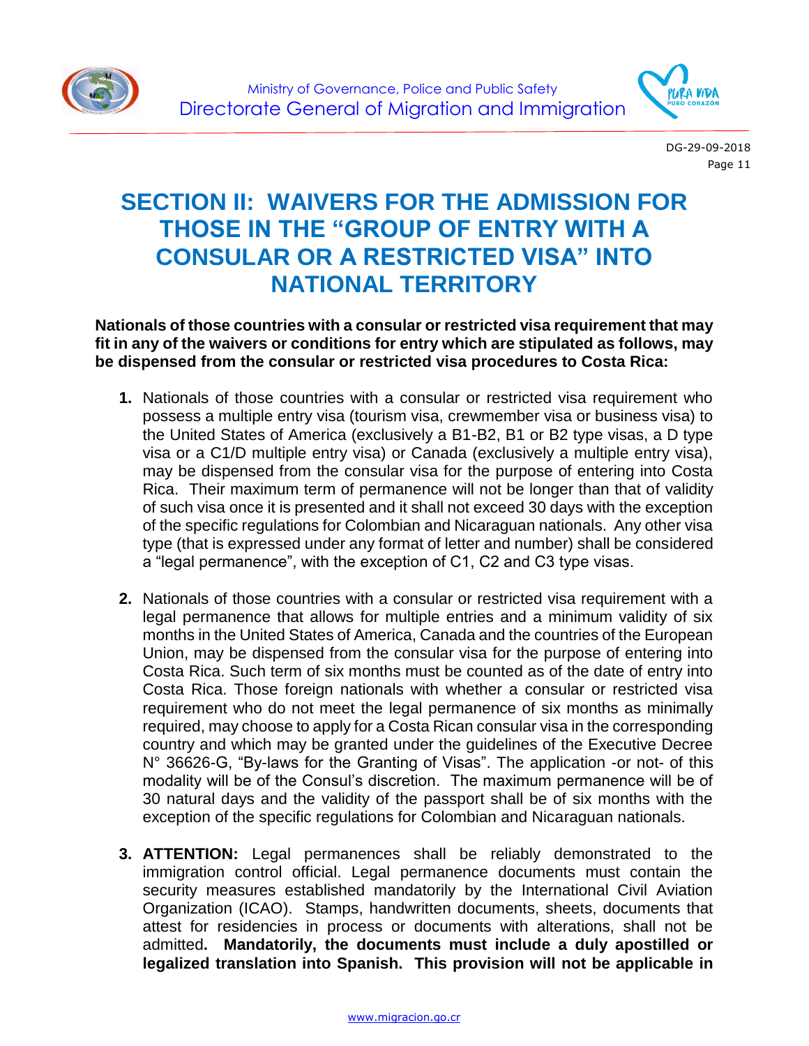# SECTION II: WAIVERS FOR THE ADMISSION FOR THOSE IN THE "GROUP OF ENTRY WITH A CONSULAR OR A RESTRICTED VISA" INTO NATIONAL TERRITORY

**Nationals of those countries with a consular or restricted visa requirement that may fit in any of the waivers or conditions for entry which are stipulated as follows, may be dispensed from the consular or restricted visa procedures to Costa Rica:**

1. Nationals of those countries with a consular or restricted visa requirement who possess a multiple entry visa (tourism visa, crewmember visa or business visa) to the United States of America (exclusively a B1-B2, B1 or B2 type visas, a D type visa or a C1/D multiple entry visa) or Canada (exclusively a multiple entry visa), may be dispensed from the consular visa for the purpose of entering into Costa Rica. Their maximum term of permanence will not be longer than that of validity of such visa once it is presented and it shall not exceed 30 days with the exception of the specific regulations for Colombian and Nicaraguan nationals. Any other visa type (that is expressed under any format of letter and number) shall be considered a "legal permanence", with the exception of C1, C2 and C3 type visas.

2. Nationals of those countries with a consular or restricted visa requirement with a legal permanence that allows for multiple entries and a minimum validity of six months in the United States of America, Canada and the countries of the European Union, may be dispensed from the consular visa for the purpose of entering into Costa Rica. Such term of six months must be counted as of the date of entry into Costa Rica. Those foreign nationals with whether a consular or restricted visa requirement who do not meet the legal permanence of six months as minimally required, may choose to apply for a Costa Rican consular visa in the corresponding country and which may be granted under the guidelines of the Executive Decree N° 36626-G, "By-laws for the Granting of Visas". The application -or not- of this modality will be of the Consul's discretion. The maximum permanence will be of 30 natural days and the validity of the passport shall be of six months with the exception of the specific regulations for Colombian and Nicaraguan nationals.

3. **ATTENTION:** Legal permanences shall be reliably demonstrated to the immigration control official. Legal permanence documents must contain the security measures established mandatorily by the International Civil Aviation Organization (ICAO). Stamps, handwritten documents, sheets, documents that attest for residencies in process or documents with alterations, shall not be admitted**. Mandatorily, the documents must include a duly apostilled or legalized translation into Spanish. This provision will not be applicable in**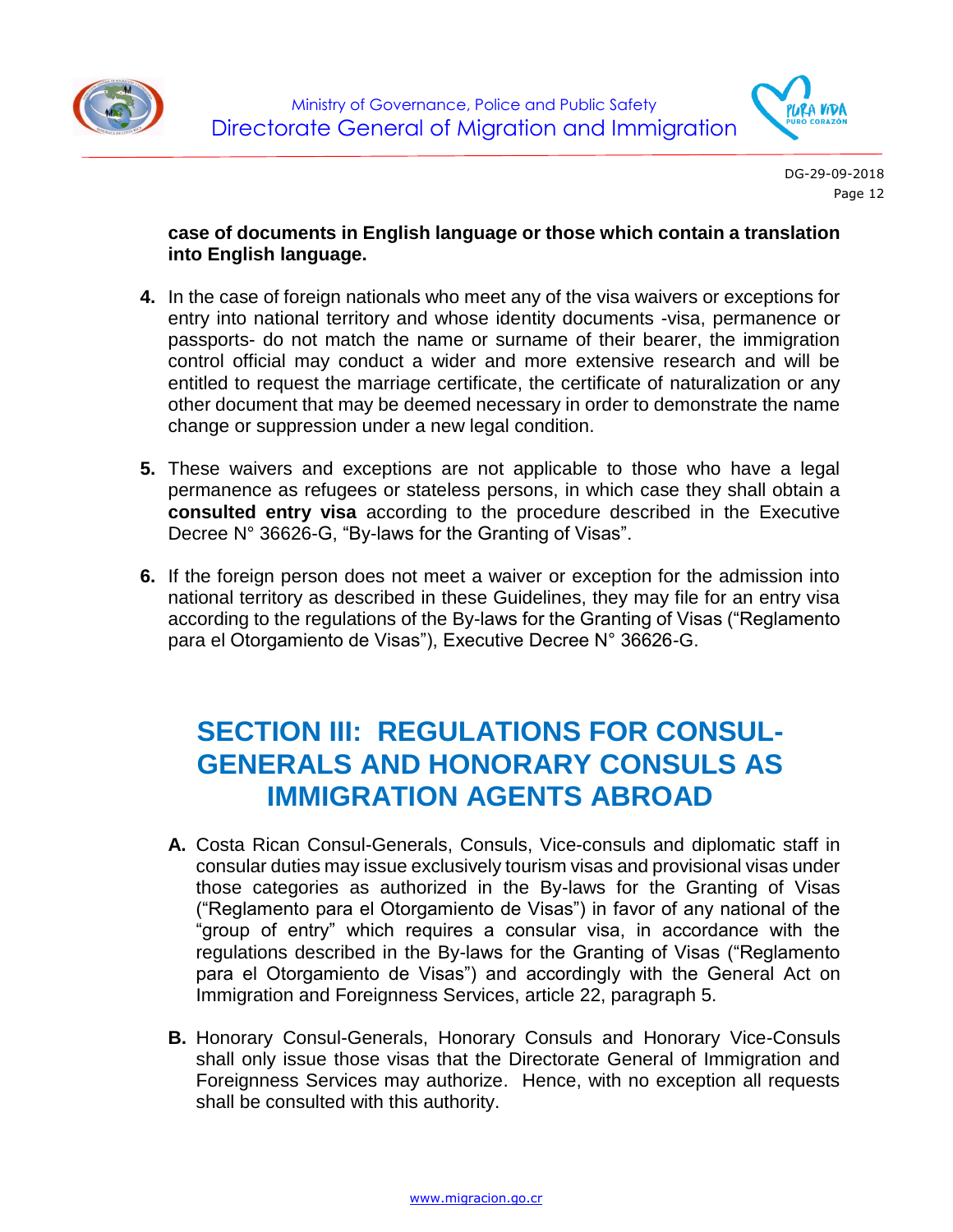**case of documents in English language or those which contain a translation into English language.**

4. In the case of foreign nationals who meet any of the visa waivers or exceptions for entry into national territory and whose identity documents -visa, permanence or passports- do not match the name or surname of their bearer, the immigration control official may conduct a wider and more extensive research and will be entitled to request the marriage certificate, the certificate of naturalization or any other document that may be deemed necessary in order to demonstrate the name change or suppression under a new legal condition.

5. These waivers and exceptions are not applicable to those who have a legal permanence as refugees or stateless persons, in which case they shall obtain a **consulted entry visa** according to the procedure described in the Executive Decree N° 36626-G, "By-laws for the Granting of Visas".

6. If the foreign person does not meet a waiver or exception for the admission into national territory as described in these Guidelines, they may file for an entry visa according to the regulations of the By-laws for the Granting of Visas ("Reglamento para el Otorgamiento de Visas"), Executive Decree N° 36626-G.

## SECTION III: REGULATIONS FOR CONSUL-GENERALS AND HONORARY CONSULS AS IMMIGRATION AGENTS ABROAD

**A.** Costa Rican Consul-Generals, Consuls, Vice-consuls and diplomatic staff in consular duties may issue exclusively tourism visas and provisional visas under those categories as authorized in the By-laws for the Granting of Visas ("Reglamento para el Otorgamiento de Visas") in favor of any national of the "group of entry" which requires a consular visa, in accordance with the regulations described in the By-laws for the Granting of Visas ("Reglamento para el Otorgamiento de Visas") and accordingly with the General Act on Immigration and Foreignness Services, article 22, paragraph 5.

**B.** Honorary Consul-Generals, Honorary Consuls and Honorary Vice-Consuls shall only issue those visas that the Directorate General of Immigration and Foreignness Services may authorize. Hence, with no exception all requests shall be consulted with this authority.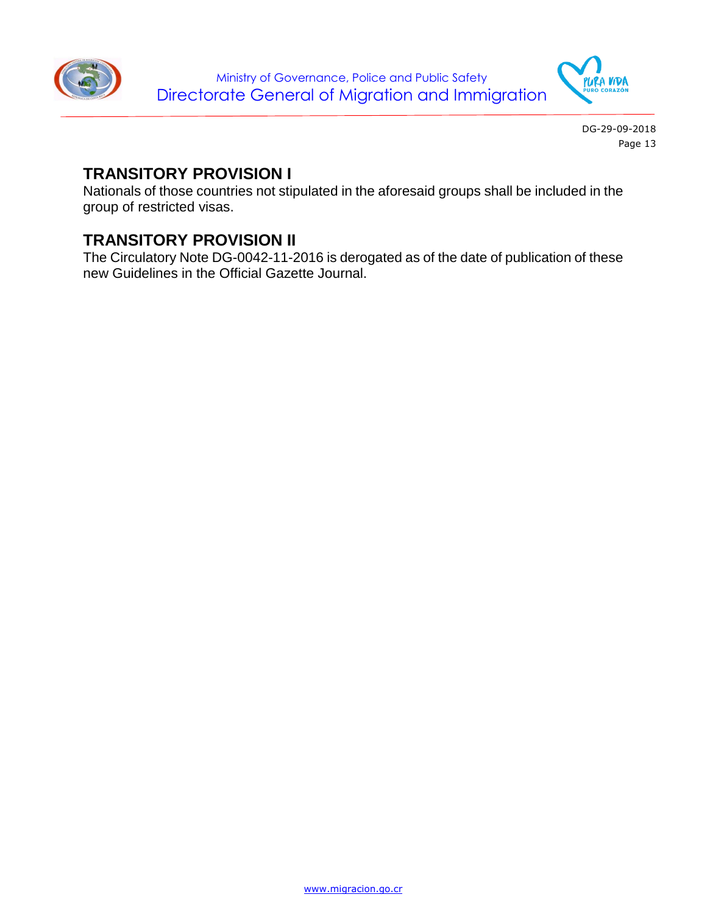## TRANSITORY PROVISION I

Nationals of those countries not stipulated in the aforesaid groups shall be included in the group of restricted visas.

## TRANSITORY PROVISION II

The Circulatory Note DG-0042-11-2016 is derogated as of the date of publication of these new Guidelines in the Official Gazette Journal.